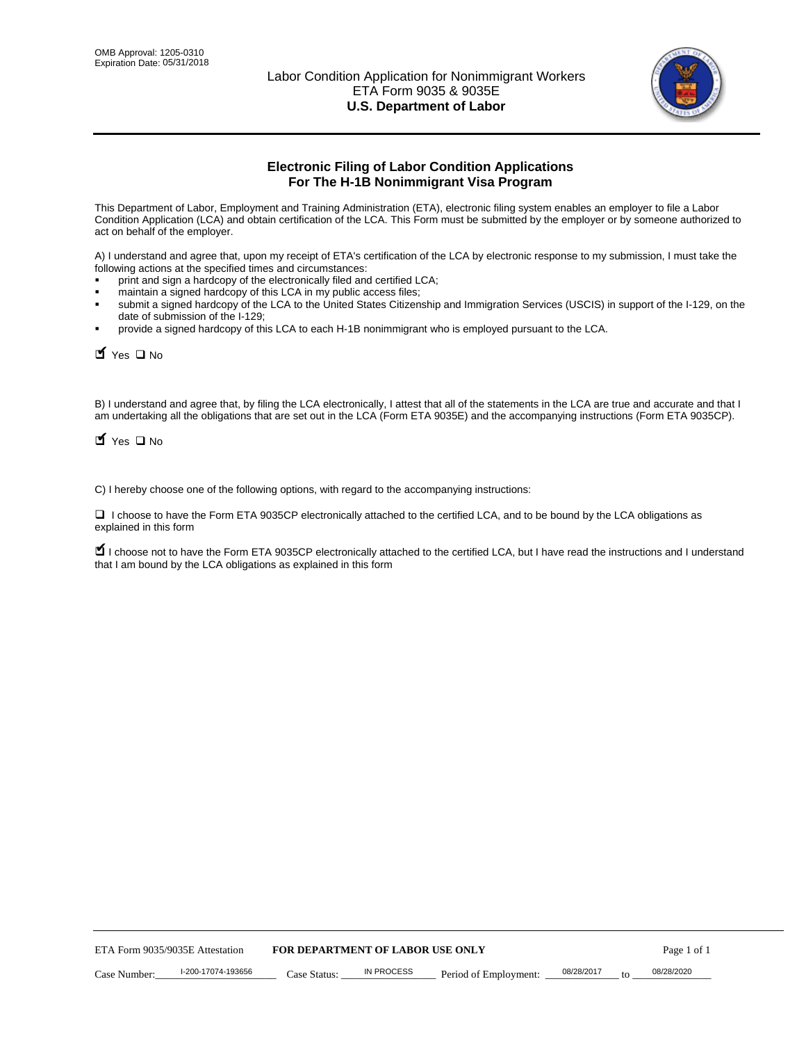OMB Approval: 1205-0310
Expiration Date: 05/31/2018

# Labor Condition Application for Nonimmigrant Workers
ETA Form 9035 & 9035E
**U.S. Department of Labor**

## Electronic Filing of Labor Condition Applications For The H-1B Nonimmigrant Visa Program

This Department of Labor, Employment and Training Administration (ETA), electronic filing system enables an employer to file a Labor Condition Application (LCA) and obtain certification of the LCA. This Form must be submitted by the employer or by someone authorized to act on behalf of the employer.

A) I understand and agree that, upon my receipt of ETA's certification of the LCA by electronic response to my submission, I must take the following actions at the specified times and circumstances:

- print and sign a hardcopy of the electronically filed and certified LCA;
- maintain a signed hardcopy of this LCA in my public access files;
- submit a signed hardcopy of the LCA to the United States Citizenship and Immigration Services (USCIS) in support of the I-129, on the date of submission of the I-129;
- provide a signed hardcopy of this LCA to each H-1B nonimmigrant who is employed pursuant to the LCA.

☑ Yes ☐ No

B) I understand and agree that, by filing the LCA electronically, I attest that all of the statements in the LCA are true and accurate and that I am undertaking all the obligations that are set out in the LCA (Form ETA 9035E) and the accompanying instructions (Form ETA 9035CP).

☑ Yes ☐ No

C) I hereby choose one of the following options, with regard to the accompanying instructions:

☐ I choose to have the Form ETA 9035CP electronically attached to the certified LCA, and to be bound by the LCA obligations as explained in this form

☑ I choose not to have the Form ETA 9035CP electronically attached to the certified LCA, but I have read the instructions and I understand that I am bound by the LCA obligations as explained in this form

ETA Form 9035/9035E Attestation **FOR DEPARTMENT OF LABOR USE ONLY**

Case Number: I-200-17074-193656 Case Status: IN PROCESS Period of Employment: 08/28/2017 to 08/28/2020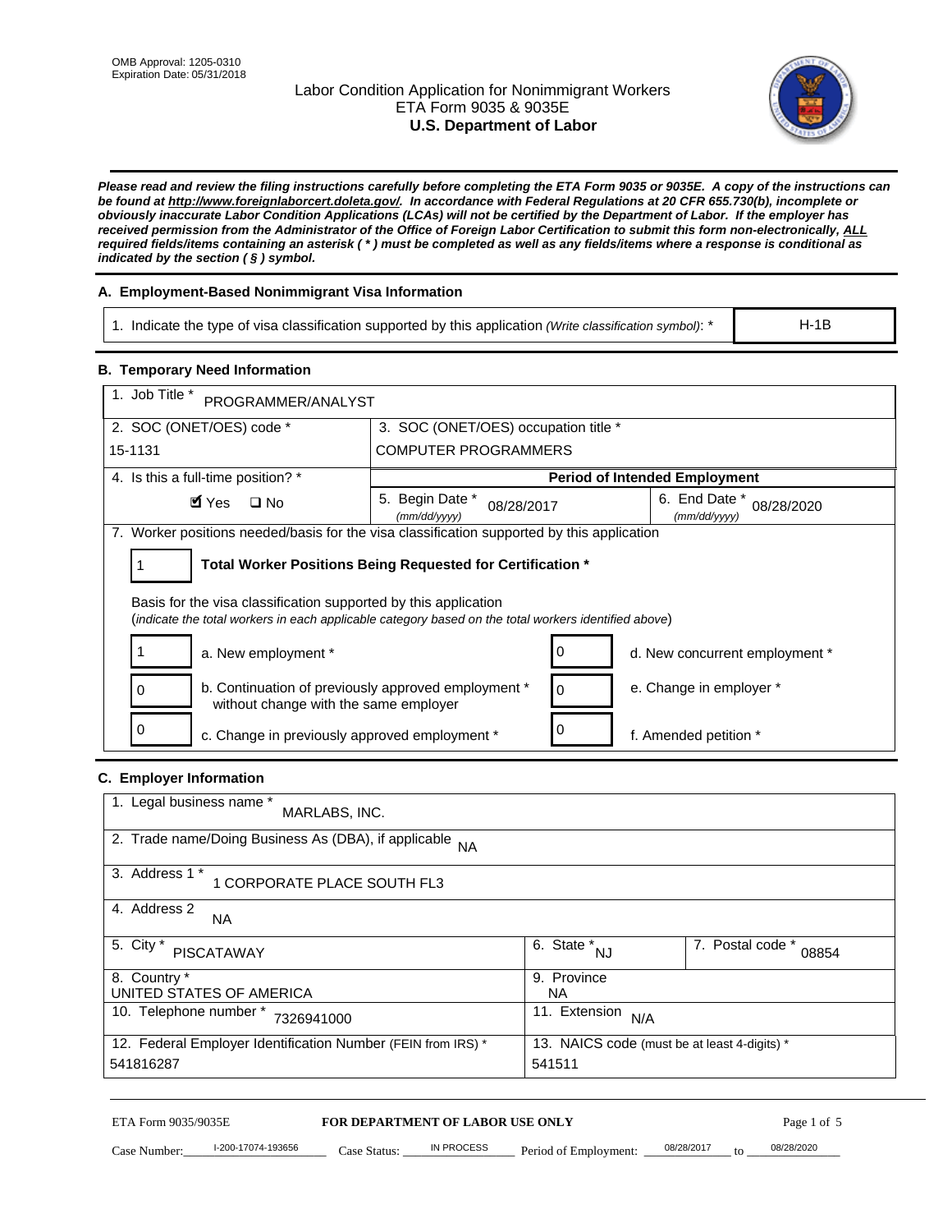OMB Approval: 1205-0310
Expiration Date: 05/31/2018

# Labor Condition Application for Nonimmigrant Workers
ETA Form 9035 & 9035E
**U.S. Department of Labor**

***Please read and review the filing instructions carefully before completing the ETA Form 9035 or 9035E. A copy of the instructions can be found at http://www.foreignlaborcert.doleta.gov/. In accordance with Federal Regulations at 20 CFR 655.730(b), incomplete or obviously inaccurate Labor Condition Applications (LCAs) will not be certified by the Department of Labor. If the employer has received permission from the Administrator of the Office of Foreign Labor Certification to submit this form non-electronically, ALL required fields/items containing an asterisk ( * ) must be completed as well as any fields/items where a response is conditional as indicated by the section ( § ) symbol.***

## A. Employment-Based Nonimmigrant Visa Information

| 1. Indicate the type of visa classification supported by this application *(Write classification symbol)*: * | H-1B |
|---|---|

## B. Temporary Need Information

| 1. Job Title * PROGRAMMER/ANALYST | | |
|---|---|---|
| 2. SOC (ONET/OES) code * 15-1131 | 3. SOC (ONET/OES) occupation title * COMPUTER PROGRAMMERS | |
| 4. Is this a full-time position? * ☑ Yes ☐ No | **Period of Intended Employment** | |
| | 5. Begin Date * *(mm/dd/yyyy)* 08/28/2017 | 6. End Date * *(mm/dd/yyyy)* 08/28/2020 |

7. Worker positions needed/basis for the visa classification supported by this application

| 1 | **Total Worker Positions Being Requested for Certification *** |
|---|---|

Basis for the visa classification supported by this application
(*indicate the total workers in each applicable category based on the total workers identified above*)

| | | | |
|---|---|---|---|
| 1 | a. New employment * | 0 | d. New concurrent employment * |
| 0 | b. Continuation of previously approved employment * without change with the same employer | 0 | e. Change in employer * |
| 0 | c. Change in previously approved employment * | 0 | f. Amended petition * |

## C. Employer Information

| | | |
|---|---|---|
| 1. Legal business name * MARLABS, INC. | | |
| 2. Trade name/Doing Business As (DBA), if applicable NA | | |
| 3. Address 1 * 1 CORPORATE PLACE SOUTH FL3 | | |
| 4. Address 2 NA | | |
| 5. City * PISCATAWAY | 6. State * NJ | 7. Postal code * 08854 |
| 8. Country * UNITED STATES OF AMERICA | 9. Province NA | |
| 10. Telephone number * 7326941000 | 11. Extension N/A | |
| 12. Federal Employer Identification Number (FEIN from IRS) * 541816287 | 13. NAICS code (must be at least 4-digits) * 541511 | |

ETA Form 9035/9035E — **FOR DEPARTMENT OF LABOR USE ONLY**

Case Number: I-200-17074-193656 Case Status: IN PROCESS Period of Employment: 08/28/2017 to 08/28/2020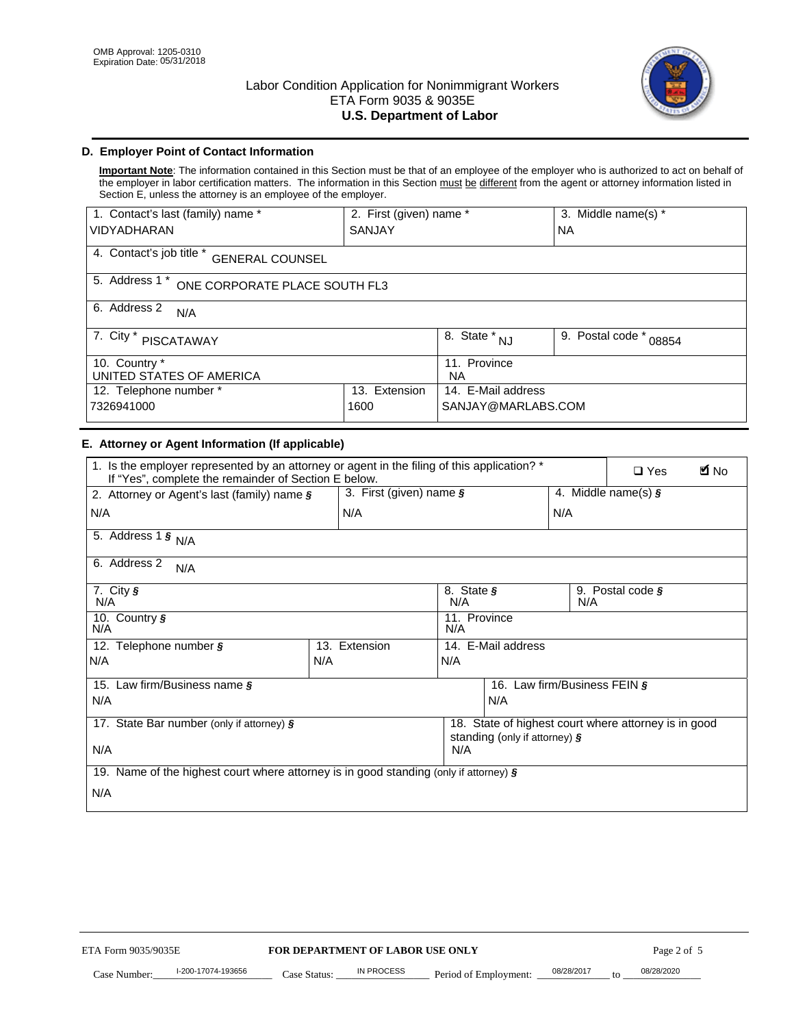OMB Approval: 1205-0310
Expiration Date: 05/31/2018

# Labor Condition Application for Nonimmigrant Workers
ETA Form 9035 & 9035E
**U.S. Department of Labor**

## D. Employer Point of Contact Information

**Important Note**: The information contained in this Section must be that of an employee of the employer who is authorized to act on behalf of the employer in labor certification matters. The information in this Section must be different from the agent or attorney information listed in Section E, unless the attorney is an employee of the employer.

| 1. Contact's last (family) name * | 2. First (given) name * | 3. Middle name(s) * |
|---|---|---|
| VIDYADHARAN | SANJAY | NA |
| 4. Contact's job title * GENERAL COUNSEL | | |
| 5. Address 1 * ONE CORPORATE PLACE SOUTH FL3 | | |
| 6. Address 2 N/A | | |
| 7. City * PISCATAWAY | 8. State * NJ | 9. Postal code * 08854 |
| 10. Country * UNITED STATES OF AMERICA | 11. Province NA | |
| 12. Telephone number * 7326941000 | 13. Extension 1600 | 14. E-Mail address SANJAY@MARLABS.COM |

## E. Attorney or Agent Information (If applicable)

| 1. Is the employer represented by an attorney or agent in the filing of this application? * If "Yes", complete the remainder of Section E below. | | ❑ Yes ☑ No |
|---|---|---|
| 2. Attorney or Agent's last (family) name § N/A | 3. First (given) name § N/A | 4. Middle name(s) § N/A |
| 5. Address 1 § N/A | | |
| 6. Address 2 N/A | | |
| 7. City § N/A | 8. State § N/A | 9. Postal code § N/A |
| 10. Country § N/A | 11. Province N/A | |
| 12. Telephone number § N/A | 13. Extension N/A | 14. E-Mail address N/A |
| 15. Law firm/Business name § N/A | | 16. Law firm/Business FEIN § N/A |
| 17. State Bar number (only if attorney) § N/A | | 18. State of highest court where attorney is in good standing (only if attorney) § N/A |
| 19. Name of the highest court where attorney is in good standing (only if attorney) § N/A | | |

ETA Form 9035/9035E **FOR DEPARTMENT OF LABOR USE ONLY**

Case Number: I-200-17074-193656 Case Status: IN PROCESS Period of Employment: 08/28/2017 to 08/28/2020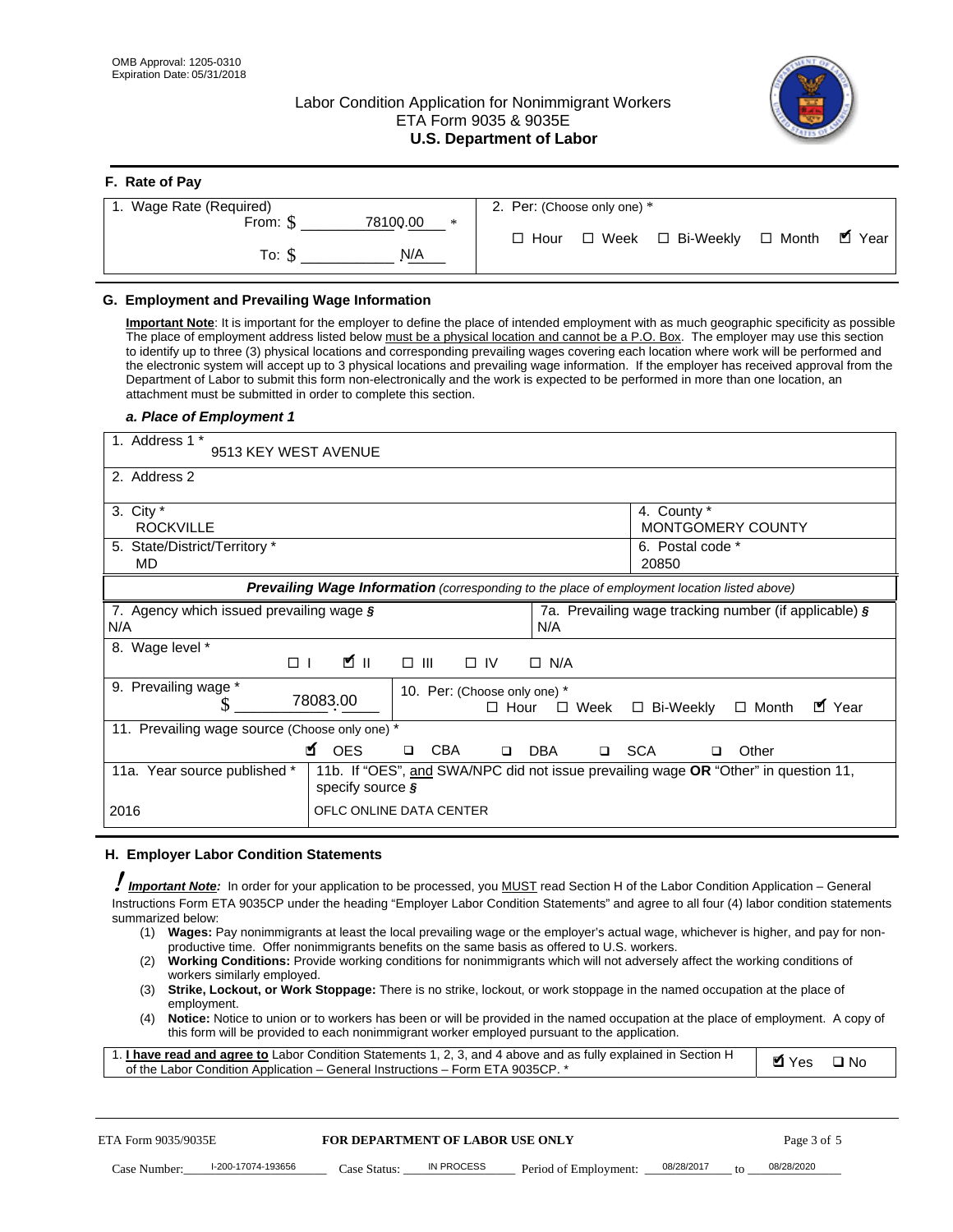OMB Approval: 1205-0310
Expiration Date: 05/31/2018

# Labor Condition Application for Nonimmigrant Workers
## ETA Form 9035 & 9035E
## U.S. Department of Labor

### F. Rate of Pay

| 1. Wage Rate (Required) | 2. Per: (Choose only one) * |
|---|---|
| From: $ 78100.00 * <br> To: $ N/A | ☐ Hour ☐ Week ☐ Bi-Weekly ☐ Month ☑ Year |

### G. Employment and Prevailing Wage Information

**Important Note**: It is important for the employer to define the place of intended employment with as much geographic specificity as possible The place of employment address listed below must be a physical location and cannot be a P.O. Box. The employer may use this section to identify up to three (3) physical locations and corresponding prevailing wages covering each location where work will be performed and the electronic system will accept up to 3 physical locations and prevailing wage information. If the employer has received approval from the Department of Labor to submit this form non-electronically and the work is expected to be performed in more than one location, an attachment must be submitted in order to complete this section.

*a. Place of Employment 1*

| | |
|---|---|
| 1. Address 1 * <br> 9513 KEY WEST AVENUE | |
| 2. Address 2 | |
| 3. City * <br> ROCKVILLE | 4. County * <br> MONTGOMERY COUNTY |
| 5. State/District/Territory * <br> MD | 6. Postal code * <br> 20850 |

***Prevailing Wage Information** (corresponding to the place of employment location listed above)*

| | |
|---|---|
| 7. Agency which issued prevailing wage § <br> N/A | 7a. Prevailing wage tracking number (if applicable) § <br> N/A |
| 8. Wage level * <br> ☐ I ☑ II ☐ III ☐ IV ☐ N/A | |
| 9. Prevailing wage * <br> $ 78083.00 | 10. Per: (Choose only one) * <br> ☐ Hour ☐ Week ☐ Bi-Weekly ☐ Month ☑ Year |
| 11. Prevailing wage source (Choose only one) * <br> ☑ OES ☐ CBA ☐ DBA ☐ SCA ☐ Other | |
| 11a. Year source published * <br> 2016 | 11b. If "OES", and SWA/NPC did not issue prevailing wage OR "Other" in question 11, specify source § <br> OFLC ONLINE DATA CENTER |

### H. Employer Labor Condition Statements

***Important Note:*** In order for your application to be processed, you MUST read Section H of the Labor Condition Application – General Instructions Form ETA 9035CP under the heading "Employer Labor Condition Statements" and agree to all four (4) labor condition statements summarized below:

1. **Wages:** Pay nonimmigrants at least the local prevailing wage or the employer's actual wage, whichever is higher, and pay for non-productive time. Offer nonimmigrants benefits on the same basis as offered to U.S. workers.
2. **Working Conditions:** Provide working conditions for nonimmigrants which will not adversely affect the working conditions of workers similarly employed.
3. **Strike, Lockout, or Work Stoppage:** There is no strike, lockout, or work stoppage in the named occupation at the place of employment.
4. **Notice:** Notice to union or to workers has been or will be provided in the named occupation at the place of employment. A copy of this form will be provided to each nonimmigrant worker employed pursuant to the application.

| | |
|---|---|
| 1. **I have read and agree to** Labor Condition Statements 1, 2, 3, and 4 above and as fully explained in Section H of the Labor Condition Application – General Instructions – Form ETA 9035CP. * | ☑ Yes ☐ No |

ETA Form 9035/9035E — **FOR DEPARTMENT OF LABOR USE ONLY**

Case Number: I-200-17074-193656 Case Status: IN PROCESS Period of Employment: 08/28/2017 to 08/28/2020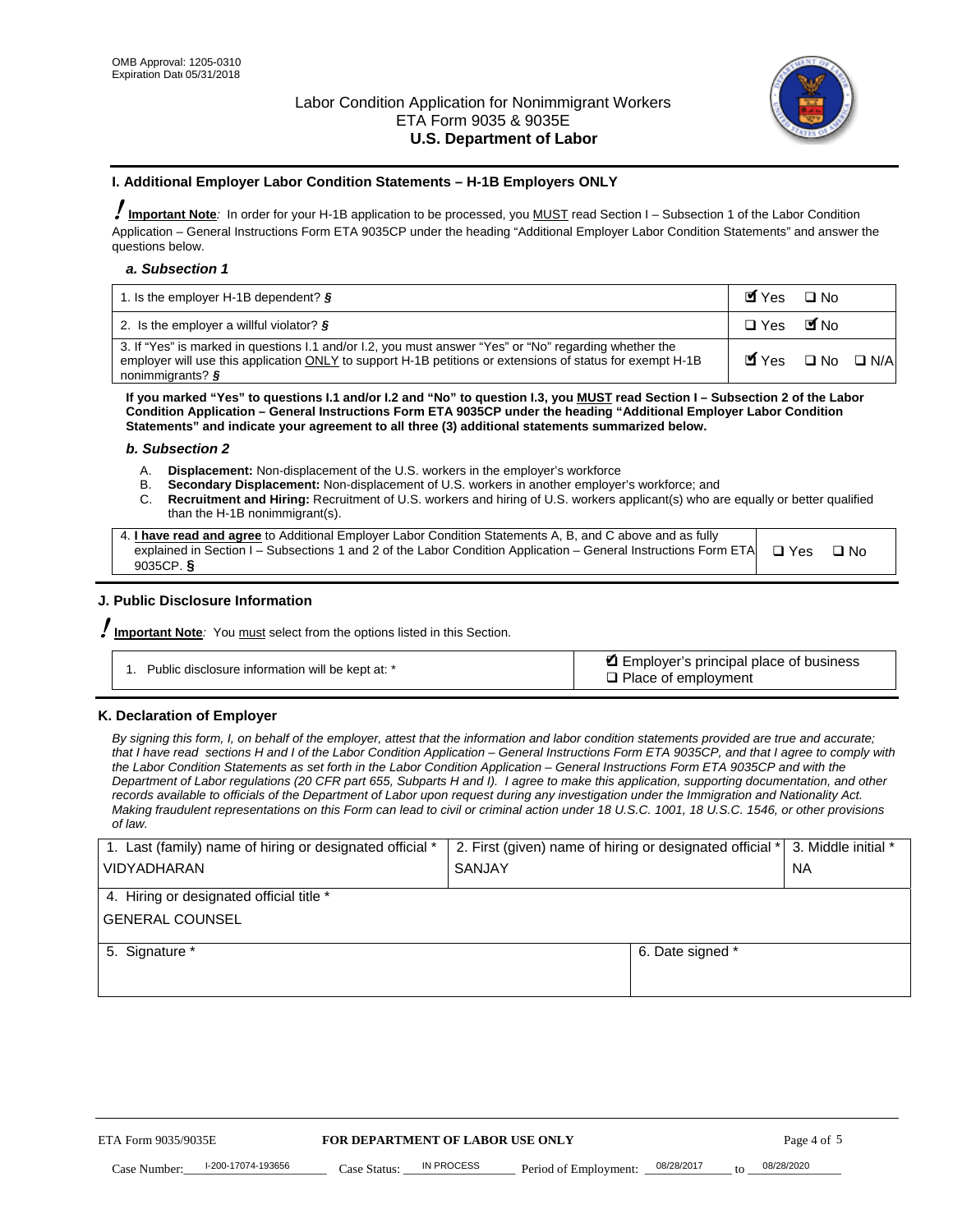OMB Approval: 1205-0310
Expiration Date 05/31/2018

# Labor Condition Application for Nonimmigrant Workers
ETA Form 9035 & 9035E
**U.S. Department of Labor**

## I. Additional Employer Labor Condition Statements – H-1B Employers ONLY

**Important Note**: In order for your H-1B application to be processed, you MUST read Section I – Subsection 1 of the Labor Condition Application – General Instructions Form ETA 9035CP under the heading "Additional Employer Labor Condition Statements" and answer the questions below.

### a. Subsection 1

| | |
|---|---|
| 1. Is the employer H-1B dependent? § | ☑ Yes ☐ No |
| 2. Is the employer a willful violator? § | ☐ Yes ☑ No |
| 3. If "Yes" is marked in questions I.1 and/or I.2, you must answer "Yes" or "No" regarding whether the employer will use this application ONLY to support H-1B petitions or extensions of status for exempt H-1B nonimmigrants? § | ☑ Yes ☐ No ☐ N/A |

**If you marked "Yes" to questions I.1 and/or I.2 and "No" to question I.3, you MUST read Section I – Subsection 2 of the Labor Condition Application – General Instructions Form ETA 9035CP under the heading "Additional Employer Labor Condition Statements" and indicate your agreement to all three (3) additional statements summarized below.**

### b. Subsection 2

A. **Displacement:** Non-displacement of the U.S. workers in the employer's workforce
B. **Secondary Displacement:** Non-displacement of U.S. workers in another employer's workforce; and
C. **Recruitment and Hiring:** Recruitment of U.S. workers and hiring of U.S. workers applicant(s) who are equally or better qualified than the H-1B nonimmigrant(s).

| | |
|---|---|
| 4. **I have read and agree** to Additional Employer Labor Condition Statements A, B, and C above and as fully explained in Section I – Subsections 1 and 2 of the Labor Condition Application – General Instructions Form ETA 9035CP. § | ☐ Yes ☐ No |

## J. Public Disclosure Information

**Important Note**: You must select from the options listed in this Section.

| | |
|---|---|
| 1. Public disclosure information will be kept at: * | ☑ Employer's principal place of business<br>☐ Place of employment |

## K. Declaration of Employer

*By signing this form, I, on behalf of the employer, attest that the information and labor condition statements provided are true and accurate; that I have read sections H and I of the Labor Condition Application – General Instructions Form ETA 9035CP, and that I agree to comply with the Labor Condition Statements as set forth in the Labor Condition Application – General Instructions Form ETA 9035CP and with the Department of Labor regulations (20 CFR part 655, Subparts H and I). I agree to make this application, supporting documentation, and other records available to officials of the Department of Labor upon request during any investigation under the Immigration and Nationality Act. Making fraudulent representations on this Form can lead to civil or criminal action under 18 U.S.C. 1001, 18 U.S.C. 1546, or other provisions of law.*

| 1. Last (family) name of hiring or designated official * | 2. First (given) name of hiring or designated official * | 3. Middle initial * |
|---|---|---|
| VIDYADHARAN | SANJAY | NA |
| 4. Hiring or designated official title * | | |
| GENERAL COUNSEL | | |
| 5. Signature * | 6. Date signed * | |
| | | |

ETA Form 9035/9035E — **FOR DEPARTMENT OF LABOR USE ONLY**

Case Number: I-200-17074-193656 Case Status: IN PROCESS Period of Employment: 08/28/2017 to 08/28/2020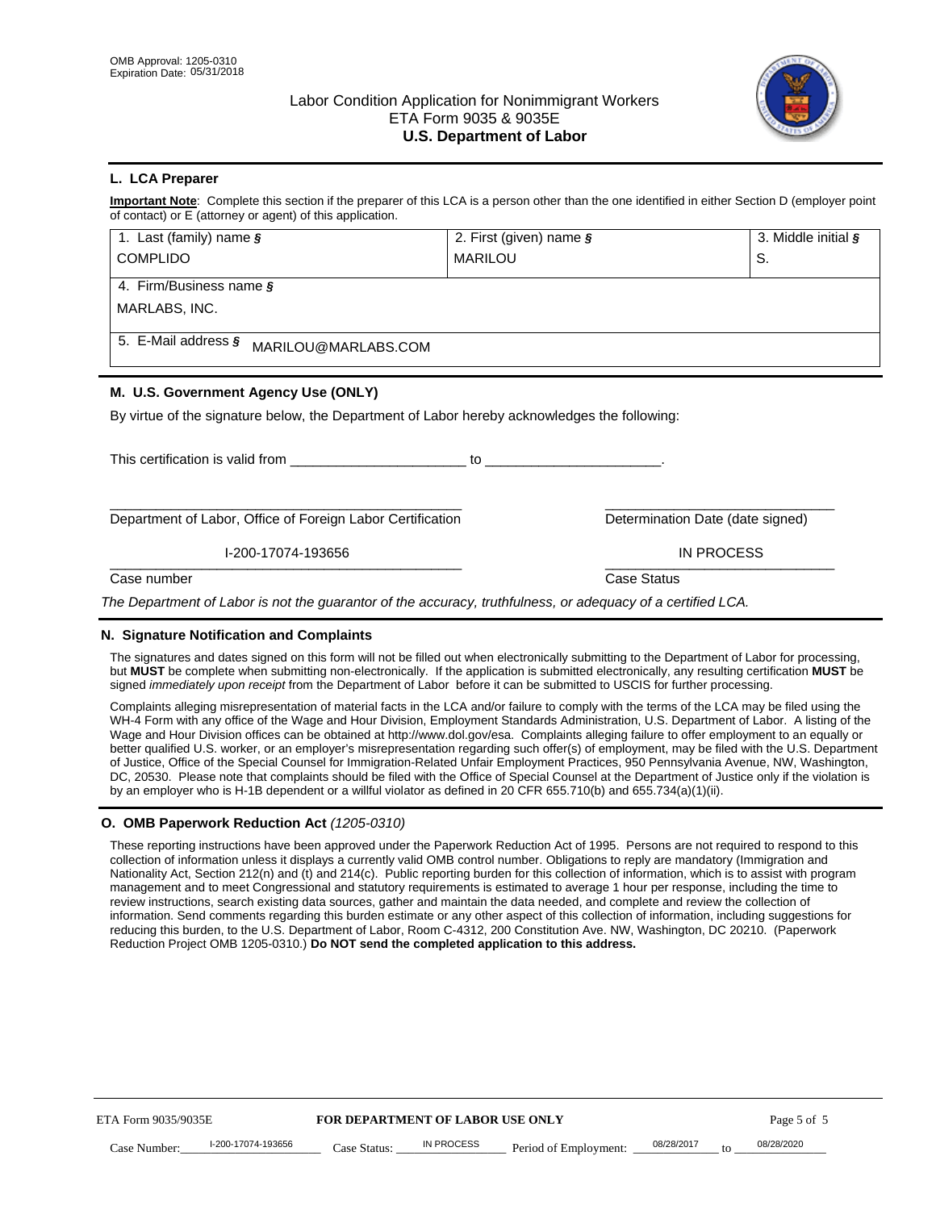OMB Approval: 1205-0310
Expiration Date: 05/31/2018

# Labor Condition Application for Nonimmigrant Workers
ETA Form 9035 & 9035E
**U.S. Department of Labor**

## L. LCA Preparer

**Important Note**: Complete this section if the preparer of this LCA is a person other than the one identified in either Section D (employer point of contact) or E (attorney or agent) of this application.

| 1. Last (family) name § | 2. First (given) name § | 3. Middle initial § |
|---|---|---|
| COMPLIDO | MARILOU | S. |

4. Firm/Business name §
MARLABS, INC.

5. E-Mail address § MARILOU@MARLABS.COM

## M. U.S. Government Agency Use (ONLY)

By virtue of the signature below, the Department of Labor hereby acknowledges the following:

This certification is valid from ______________________ to ______________________.

Department of Labor, Office of Foreign Labor Certification

Determination Date (date signed)

Case number: I-200-17074-193656

Case Status: IN PROCESS

*The Department of Labor is not the guarantor of the accuracy, truthfulness, or adequacy of a certified LCA.*

## N. Signature Notification and Complaints

The signatures and dates signed on this form will not be filled out when electronically submitting to the Department of Labor for processing, but **MUST** be complete when submitting non-electronically. If the application is submitted electronically, any resulting certification **MUST** be signed *immediately upon receipt* from the Department of Labor before it can be submitted to USCIS for further processing.

Complaints alleging misrepresentation of material facts in the LCA and/or failure to comply with the terms of the LCA may be filed using the WH-4 Form with any office of the Wage and Hour Division, Employment Standards Administration, U.S. Department of Labor. A listing of the Wage and Hour Division offices can be obtained at http://www.dol.gov/esa. Complaints alleging failure to offer employment to an equally or better qualified U.S. worker, or an employer's misrepresentation regarding such offer(s) of employment, may be filed with the U.S. Department of Justice, Office of the Special Counsel for Immigration-Related Unfair Employment Practices, 950 Pennsylvania Avenue, NW, Washington, DC, 20530. Please note that complaints should be filed with the Office of Special Counsel at the Department of Justice only if the violation is by an employer who is H-1B dependent or a willful violator as defined in 20 CFR 655.710(b) and 655.734(a)(1)(ii).

## O. OMB Paperwork Reduction Act *(1205-0310)*

These reporting instructions have been approved under the Paperwork Reduction Act of 1995. Persons are not required to respond to this collection of information unless it displays a currently valid OMB control number. Obligations to reply are mandatory (Immigration and Nationality Act, Section 212(n) and (t) and 214(c). Public reporting burden for this collection of information, which is to assist with program management and to meet Congressional and statutory requirements is estimated to average 1 hour per response, including the time to review instructions, search existing data sources, gather and maintain the data needed, and complete and review the collection of information. Send comments regarding this burden estimate or any other aspect of this collection of information, including suggestions for reducing this burden, to the U.S. Department of Labor, Room C-4312, 200 Constitution Ave. NW, Washington, DC 20210. (Paperwork Reduction Project OMB 1205-0310.) **Do NOT send the completed application to this address.**

ETA Form 9035/9035E — **FOR DEPARTMENT OF LABOR USE ONLY**

Case Number: I-200-17074-193656 Case Status: IN PROCESS Period of Employment: 08/28/2017 to 08/28/2020